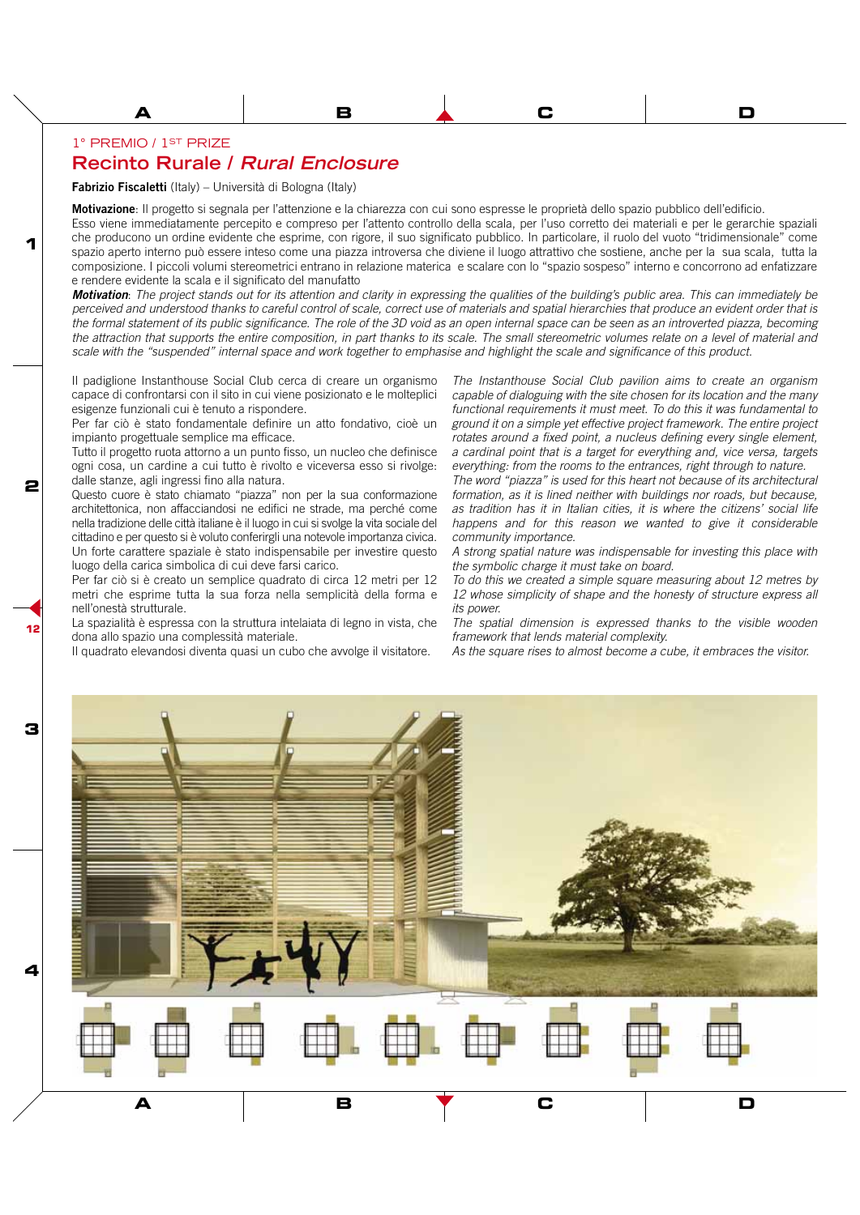1° PREMIO / 1[ST] PRIZE

# Recinto Rurale / *Rural Enclosure*

**Fabrizio Fiscaletti** (Italy) – Università di Bologna (Italy)

**Motivazione**: Il progetto si segnala per l'attenzione e la chiarezza con cui sono espresse le proprietà dello spazio pubblico dell'edificio. Esso viene immediatamente percepito e compreso per l'attento controllo della scala, per l'uso corretto dei materiali e per le gerarchie spaziali che producono un ordine evidente che esprime, con rigore, il suo significato pubblico. In particolare, il ruolo del vuoto "tridimensionale" come spazio aperto interno può essere inteso come una piazza introversa che diviene il luogo attrattivo che sostiene, anche per la sua scala, tutta la composizione. I piccoli volumi stereometrici entrano in relazione materica e scalare con lo "spazio sospeso" interno e concorrono ad enfatizzare e rendere evidente la scala e il significato del manufatto

***Motivation***: *The project stands out for its attention and clarity in expressing the qualities of the building's public area. This can immediately be perceived and understood thanks to careful control of scale, correct use of materials and spatial hierarchies that produce an evident order that is the formal statement of its public significance. The role of the 3D void as an open internal space can be seen as an introverted piazza, becoming the attraction that supports the entire composition, in part thanks to its scale. The small stereometric volumes relate on a level of material and scale with the "suspended" internal space and work together to emphasise and highlight the scale and significance of this product.*

Il padiglione Instanthouse Social Club cerca di creare un organismo capace di confrontarsi con il sito in cui viene posizionato e le molteplici esigenze funzionali cui è tenuto a rispondere.
Per far ciò è stato fondamentale definire un atto fondativo, cioè un impianto progettuale semplice ma efficace.
Tutto il progetto ruota attorno a un punto fisso, un nucleo che definisce ogni cosa, un cardine a cui tutto è rivolto e viceversa esso si rivolge: dalle stanze, agli ingressi fino alla natura.
Questo cuore è stato chiamato "piazza" non per la sua conformazione architettonica, non affacciandosi ne edifici ne strade, ma perché come nella tradizione delle città italiane è il luogo in cui si svolge la vita sociale del cittadino e per questo si è voluto conferirgli una notevole importanza civica.
Un forte carattere spaziale è stato indispensabile per investire questo luogo della carica simbolica di cui deve farsi carico.
Per far ciò si è creato un semplice quadrato di circa 12 metri per 12 metri che esprime tutta la sua forza nella semplicità della forma e nell'onestà strutturale.
La spazialità è espressa con la struttura intelaiata di legno in vista, che dona allo spazio una complessità materiale.
Il quadrato elevandosi diventa quasi un cubo che avvolge il visitatore.

*The Instanthouse Social Club pavilion aims to create an organism capable of dialoguing with the site chosen for its location and the many functional requirements it must meet. To do this it was fundamental to ground it on a simple yet effective project framework. The entire project rotates around a fixed point, a nucleus defining every single element, a cardinal point that is a target for everything and, vice versa, targets everything: from the rooms to the entrances, right through to nature.*
*The word "piazza" is used for this heart not because of its architectural formation, as it is lined neither with buildings nor roads, but because, as tradition has it in Italian cities, it is where the citizens' social life happens and for this reason we wanted to give it considerable community importance.*
*A strong spatial nature was indispensable for investing this place with the symbolic charge it must take on board.*
*To do this we created a simple square measuring about 12 metres by 12 whose simplicity of shape and the honesty of structure express all its power.*
*The spatial dimension is expressed thanks to the visible wooden framework that lends material complexity.*
*As the square rises to almost become a cube, it embraces the visitor.*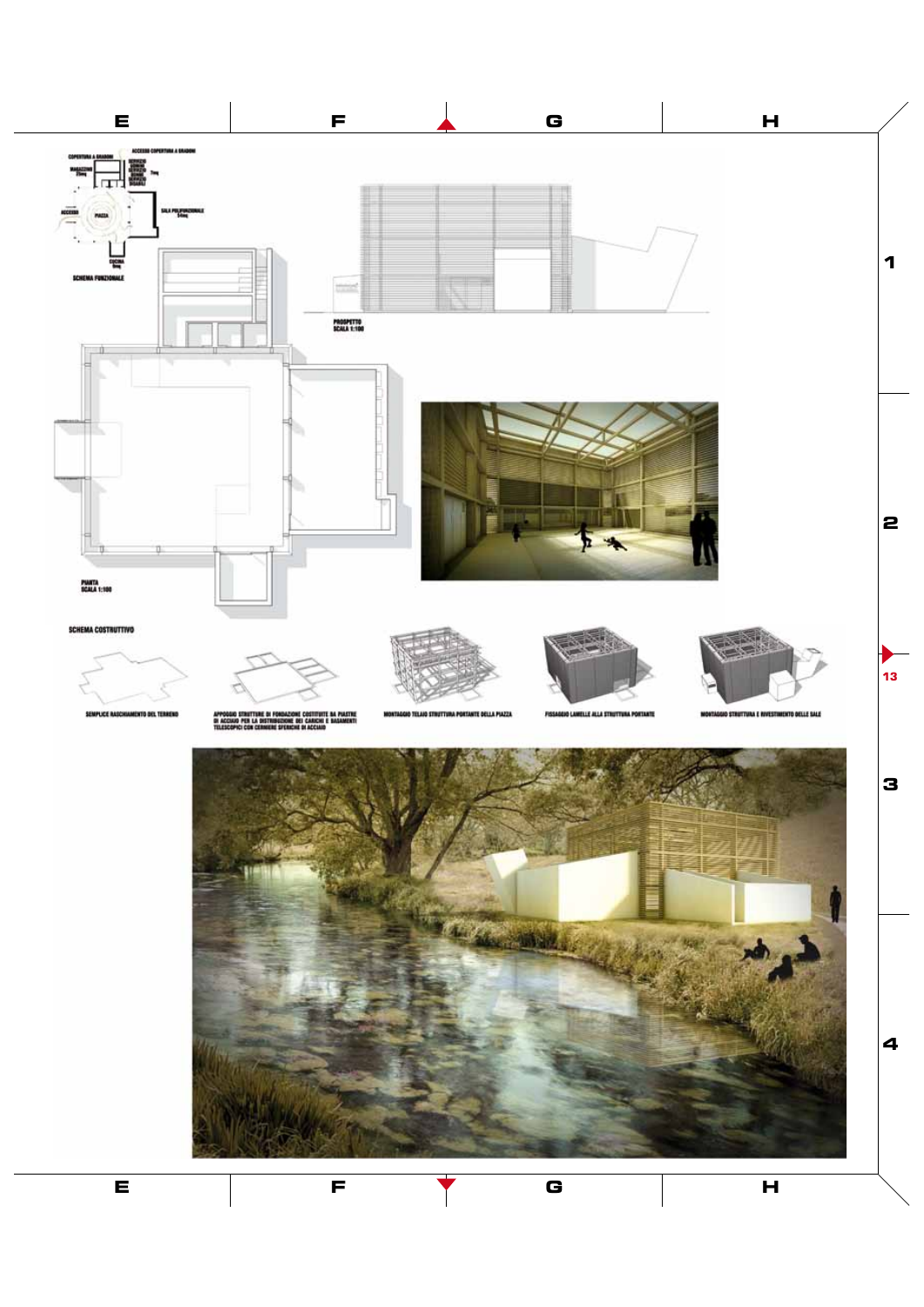SCHEMA FUNZIONALE

COPERTURA A GRADONI

ACCESSO COPERTURA A GRADONI

MAGAZZINO 25mq

SERVIZI UOMINI SERVIZI DONNE SERVIZI DISABILI 7mq

ACCESSO

PIAZZA

SALA POLIFUNZIONALE 54mq

CUCINA 9mq

PROSPETTO
SCALA 1:100

PIANTA
SCALA 1:100

SCHEMA COSTRUTTIVO

SEMPLICE RASCHIAMENTO DEL TERRENO

APPOGGIO STRUTTURE DI FONDAZIONE COSTITUITE DA PIASTRE DI ACCIAIO PER LA DISTRIBUZIONE DEI CARICHI E BASAMENTI TELESCOPICI CON CERNIERE SFERICHE DI ACCIAIO

MONTAGGIO TELAIO STRUTTURA PORTANTE DELLA PIAZZA

FISSAGGIO LAMELLE ALLA STRUTTURA PORTANTE

MONTAGGIO STRUTTURA E RIVESTIMENTO DELLE SALE